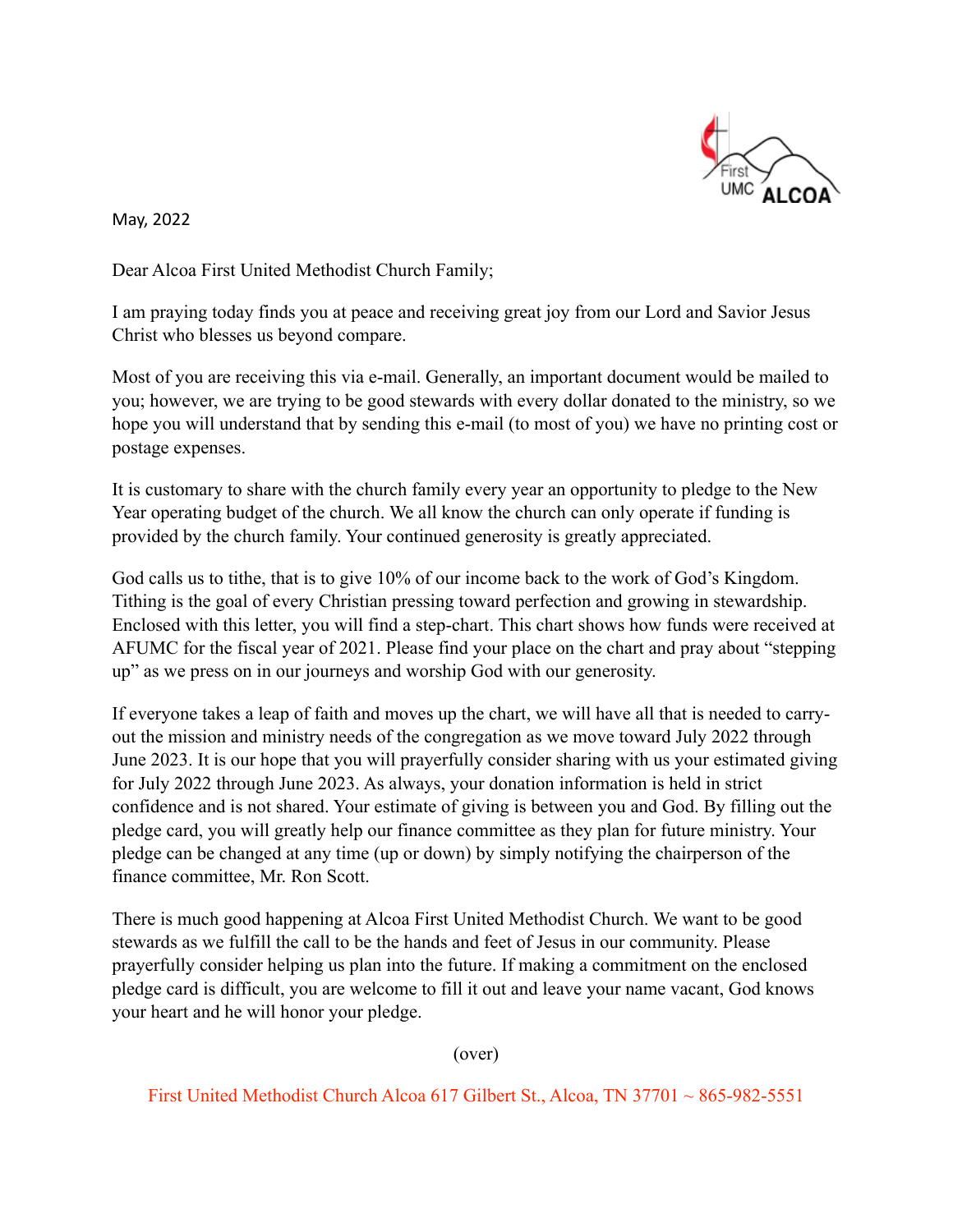First UMC ALCOA

May, 2022

Dear Alcoa First United Methodist Church Family;

I am praying today finds you at peace and receiving great joy from our Lord and Savior Jesus Christ who blesses us beyond compare.

Most of you are receiving this via e-mail. Generally, an important document would be mailed to you; however, we are trying to be good stewards with every dollar donated to the ministry, so we hope you will understand that by sending this e-mail (to most of you) we have no printing cost or postage expenses.

It is customary to share with the church family every year an opportunity to pledge to the New Year operating budget of the church. We all know the church can only operate if funding is provided by the church family. Your continued generosity is greatly appreciated.

God calls us to tithe, that is to give 10% of our income back to the work of God's Kingdom. Tithing is the goal of every Christian pressing toward perfection and growing in stewardship. Enclosed with this letter, you will find a step-chart. This chart shows how funds were received at AFUMC for the fiscal year of 2021. Please find your place on the chart and pray about "stepping up" as we press on in our journeys and worship God with our generosity.

If everyone takes a leap of faith and moves up the chart, we will have all that is needed to carry-out the mission and ministry needs of the congregation as we move toward July 2022 through June 2023. It is our hope that you will prayerfully consider sharing with us your estimated giving for July 2022 through June 2023. As always, your donation information is held in strict confidence and is not shared. Your estimate of giving is between you and God. By filling out the pledge card, you will greatly help our finance committee as they plan for future ministry. Your pledge can be changed at any time (up or down) by simply notifying the chairperson of the finance committee, Mr. Ron Scott.

There is much good happening at Alcoa First United Methodist Church. We want to be good stewards as we fulfill the call to be the hands and feet of Jesus in our community. Please prayerfully consider helping us plan into the future. If making a commitment on the enclosed pledge card is difficult, you are welcome to fill it out and leave your name vacant, God knows your heart and he will honor your pledge.

(over)

First United Methodist Church Alcoa 617 Gilbert St., Alcoa, TN 37701 ~ 865-982-5551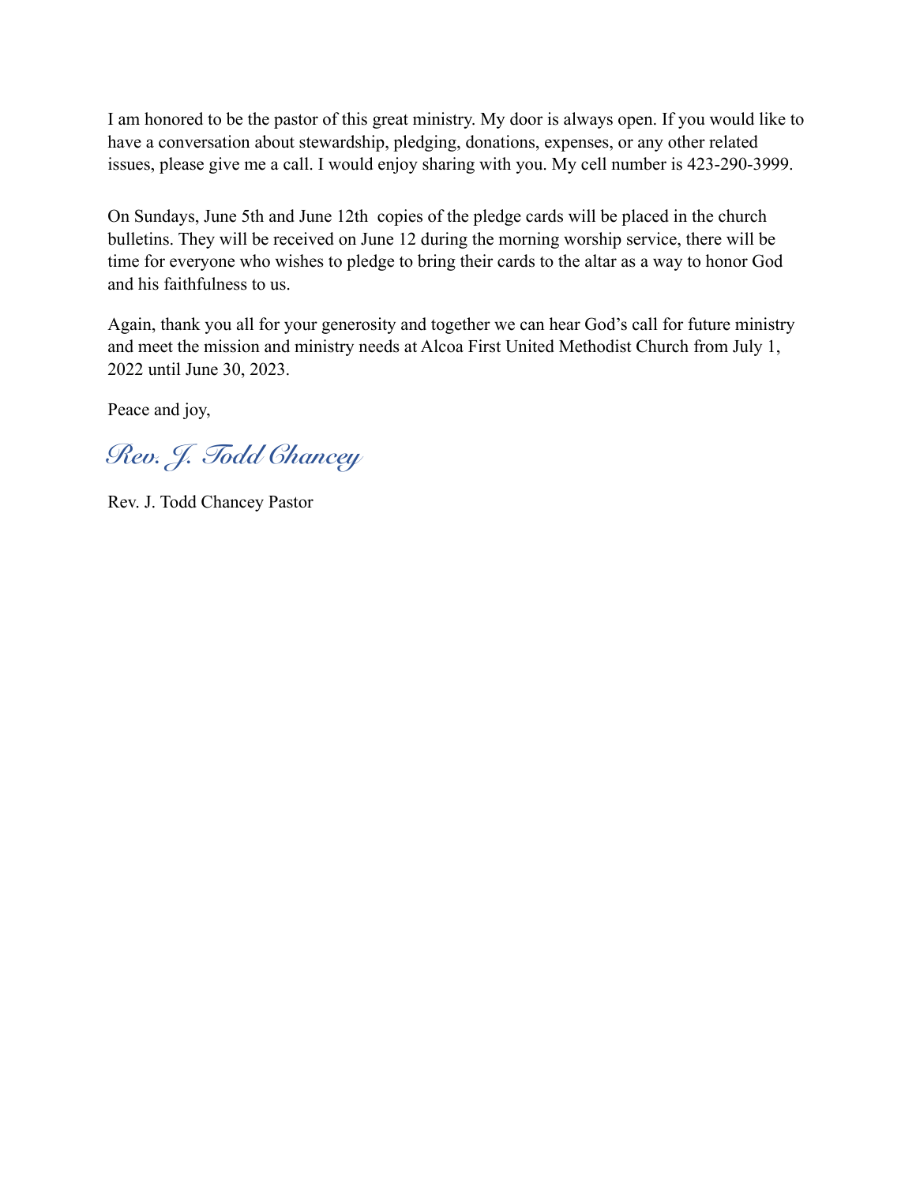I am honored to be the pastor of this great ministry. My door is always open. If you would like to have a conversation about stewardship, pledging, donations, expenses, or any other related issues, please give me a call. I would enjoy sharing with you. My cell number is 423-290-3999.

On Sundays, June 5th and June 12th copies of the pledge cards will be placed in the church bulletins. They will be received on June 12 during the morning worship service, there will be time for everyone who wishes to pledge to bring their cards to the altar as a way to honor God and his faithfulness to us.

Again, thank you all for your generosity and together we can hear God's call for future ministry and meet the mission and ministry needs at Alcoa First United Methodist Church from July 1, 2022 until June 30, 2023.

Peace and joy,

*Rev. J. Todd Chancey*

Rev. J. Todd Chancey Pastor